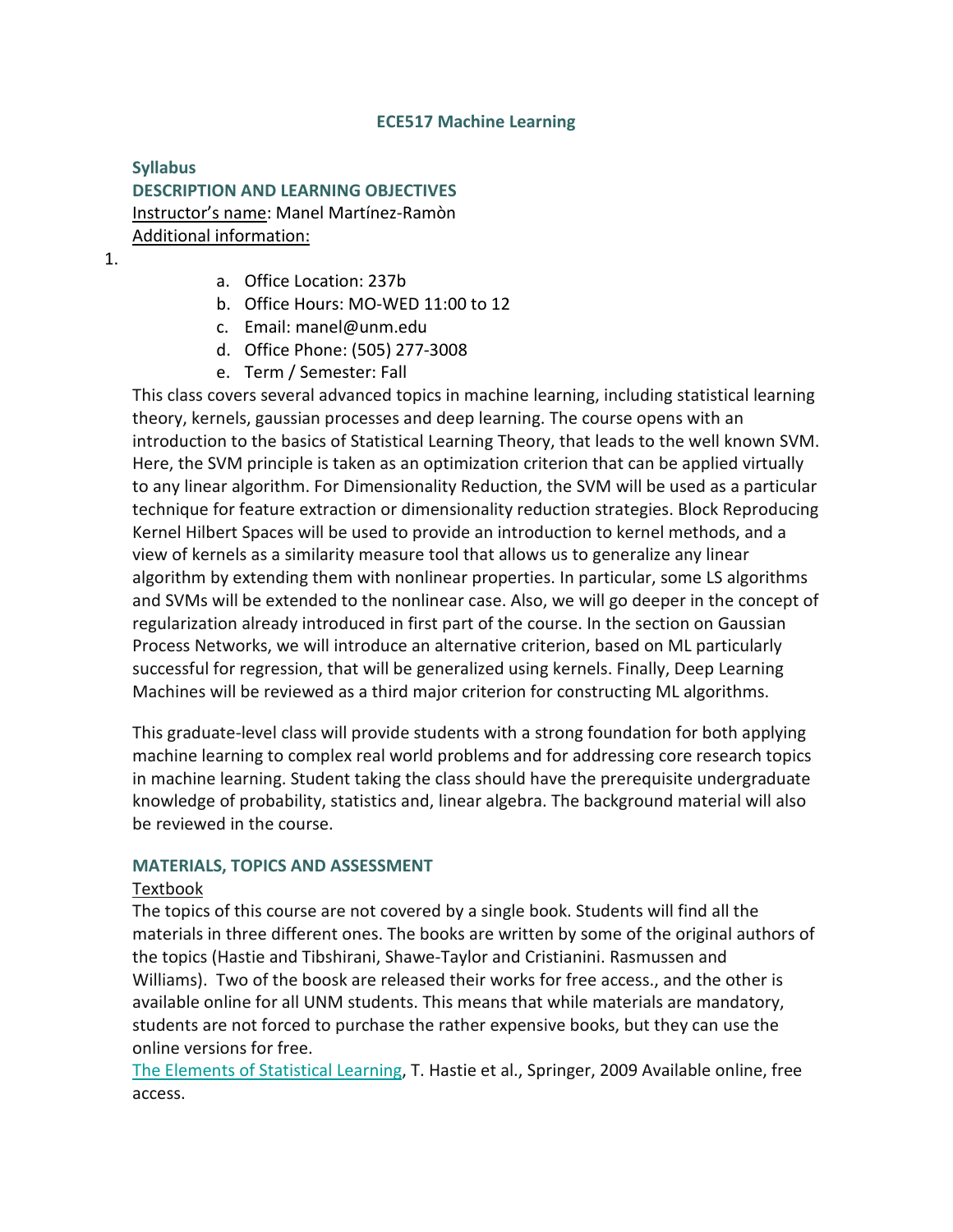**ECE517 Machine Learning**

**Syllabus**

**DESCRIPTION AND LEARNING OBJECTIVES**

Instructor's name: Manel Martínez-Ramòn

Additional information:

1.
   a. Office Location: 237b
   b. Office Hours: MO-WED 11:00 to 12
   c. Email: manel@unm.edu
   d. Office Phone: (505) 277-3008
   e. Term / Semester: Fall

This class covers several advanced topics in machine learning, including statistical learning theory, kernels, gaussian processes and deep learning. The course opens with an introduction to the basics of Statistical Learning Theory, that leads to the well known SVM. Here, the SVM principle is taken as an optimization criterion that can be applied virtually to any linear algorithm. For Dimensionality Reduction, the SVM will be used as a particular technique for feature extraction or dimensionality reduction strategies. Block Reproducing Kernel Hilbert Spaces will be used to provide an introduction to kernel methods, and a view of kernels as a similarity measure tool that allows us to generalize any linear algorithm by extending them with nonlinear properties. In particular, some LS algorithms and SVMs will be extended to the nonlinear case. Also, we will go deeper in the concept of regularization already introduced in first part of the course. In the section on Gaussian Process Networks, we will introduce an alternative criterion, based on ML particularly successful for regression, that will be generalized using kernels. Finally, Deep Learning Machines will be reviewed as a third major criterion for constructing ML algorithms.

This graduate-level class will provide students with a strong foundation for both applying machine learning to complex real world problems and for addressing core research topics in machine learning. Student taking the class should have the prerequisite undergraduate knowledge of probability, statistics and, linear algebra. The background material will also be reviewed in the course.

**MATERIALS, TOPICS AND ASSESSMENT**

Textbook

The topics of this course are not covered by a single book. Students will find all the materials in three different ones. The books are written by some of the original authors of the topics (Hastie and Tibshirani, Shawe-Taylor and Cristianini. Rasmussen and Williams). Two of the boosk are released their works for free access., and the other is available online for all UNM students. This means that while materials are mandatory, students are not forced to purchase the rather expensive books, but they can use the online versions for free.

The Elements of Statistical Learning, T. Hastie et al., Springer, 2009 Available online, free access.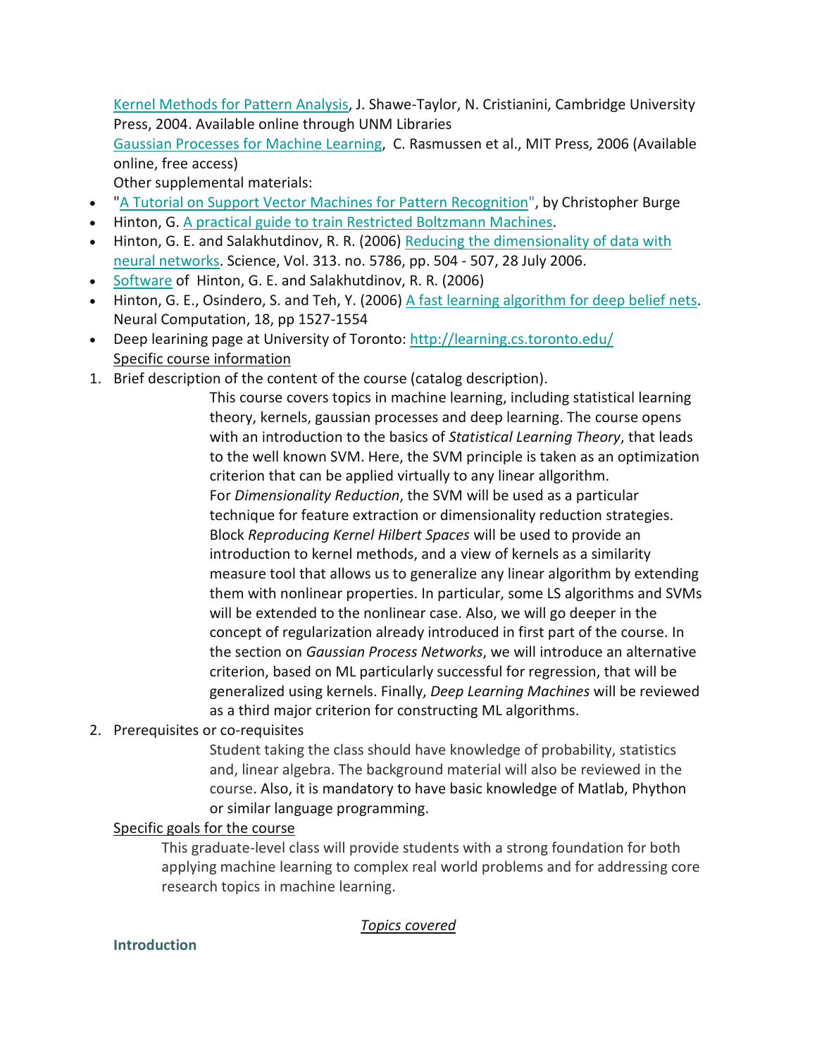Kernel Methods for Pattern Analysis, J. Shawe-Taylor, N. Cristianini, Cambridge University Press, 2004. Available online through UNM Libraries

Gaussian Processes for Machine Learning, C. Rasmussen et al., MIT Press, 2006 (Available online, free access)

Other supplemental materials:

- "A Tutorial on Support Vector Machines for Pattern Recognition", by Christopher Burge
- Hinton, G. A practical guide to train Restricted Boltzmann Machines.
- Hinton, G. E. and Salakhutdinov, R. R. (2006) Reducing the dimensionality of data with neural networks. Science, Vol. 313. no. 5786, pp. 504 - 507, 28 July 2006.
- Software of Hinton, G. E. and Salakhutdinov, R. R. (2006)
- Hinton, G. E., Osindero, S. and Teh, Y. (2006) A fast learning algorithm for deep belief nets. Neural Computation, 18, pp 1527-1554
- Deep leaning page at University of Toronto: http://learning.cs.toronto.edu/

Specific course information

1. Brief description of the content of the course (catalog description).

   This course covers topics in machine learning, including statistical learning theory, kernels, gaussian processes and deep learning. The course opens with an introduction to the basics of *Statistical Learning Theory*, that leads to the well known SVM. Here, the SVM principle is taken as an optimization criterion that can be applied virtually to any linear allgorithm. For *Dimensionality Reduction*, the SVM will be used as a particular technique for feature extraction or dimensionality reduction strategies. Block *Reproducing Kernel Hilbert Spaces* will be used to provide an introduction to kernel methods, and a view of kernels as a similarity measure tool that allows us to generalize any linear algorithm by extending them with nonlinear properties. In particular, some LS algorithms and SVMs will be extended to the nonlinear case. Also, we will go deeper in the concept of regularization already introduced in first part of the course. In the section on *Gaussian Process Networks*, we will introduce an alternative criterion, based on ML particularly successful for regression, that will be generalized using kernels. Finally, *Deep Learning Machines* will be reviewed as a third major criterion for constructing ML algorithms.

2. Prerequisites or co-requisites

   Student taking the class should have knowledge of probability, statistics and, linear algebra. The background material will also be reviewed in the course. Also, it is mandatory to have basic knowledge of Matlab, Phython or similar language programming.

Specific goals for the course

This graduate-level class will provide students with a strong foundation for both applying machine learning to complex real world problems and for addressing core research topics in machine learning.

*Topics covered*

**Introduction**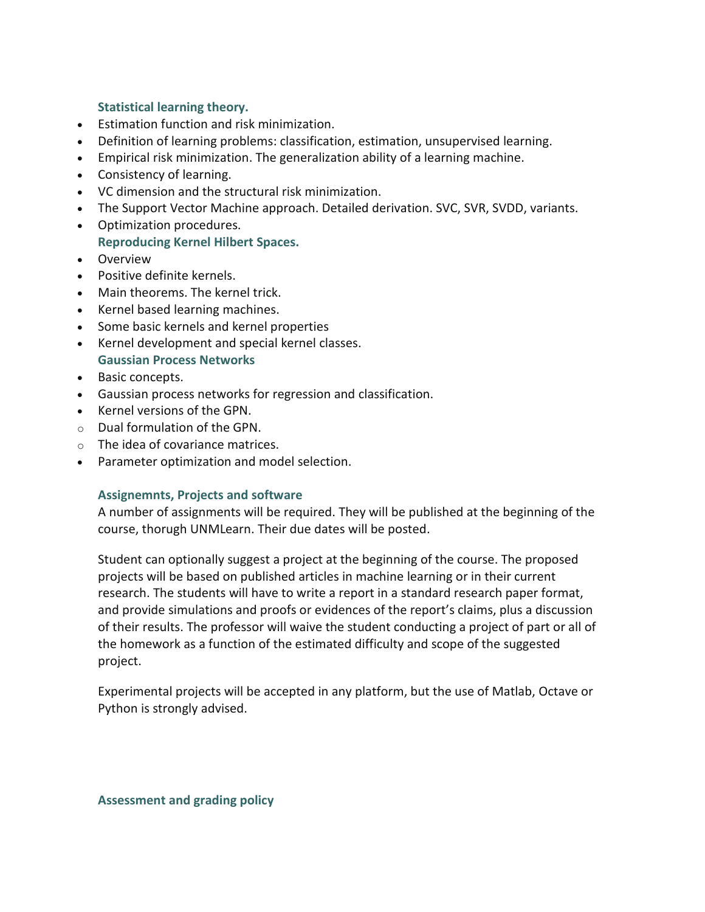### Statistical learning theory.

- Estimation function and risk minimization.
- Definition of learning problems: classification, estimation, unsupervised learning.
- Empirical risk minimization. The generalization ability of a learning machine.
- Consistency of learning.
- VC dimension and the structural risk minimization.
- The Support Vector Machine approach. Detailed derivation. SVC, SVR, SVDD, variants.
- Optimization procedures.

### Reproducing Kernel Hilbert Spaces.

- Overview
- Positive definite kernels.
- Main theorems. The kernel trick.
- Kernel based learning machines.
- Some basic kernels and kernel properties
- Kernel development and special kernel classes.

### Gaussian Process Networks

- Basic concepts.
- Gaussian process networks for regression and classification.
- Kernel versions of the GPN.
  - Dual formulation of the GPN.
  - The idea of covariance matrices.
- Parameter optimization and model selection.

### Assignemnts, Projects and software

A number of assignments will be required. They will be published at the beginning of the course, thorugh UNMLearn. Their due dates will be posted.

Student can optionally suggest a project at the beginning of the course. The proposed projects will be based on published articles in machine learning or in their current research. The students will have to write a report in a standard research paper format, and provide simulations and proofs or evidences of the report's claims, plus a discussion of their results. The professor will waive the student conducting a project of part or all of the homework as a function of the estimated difficulty and scope of the suggested project.

Experimental projects will be accepted in any platform, but the use of Matlab, Octave or Python is strongly advised.

### Assessment and grading policy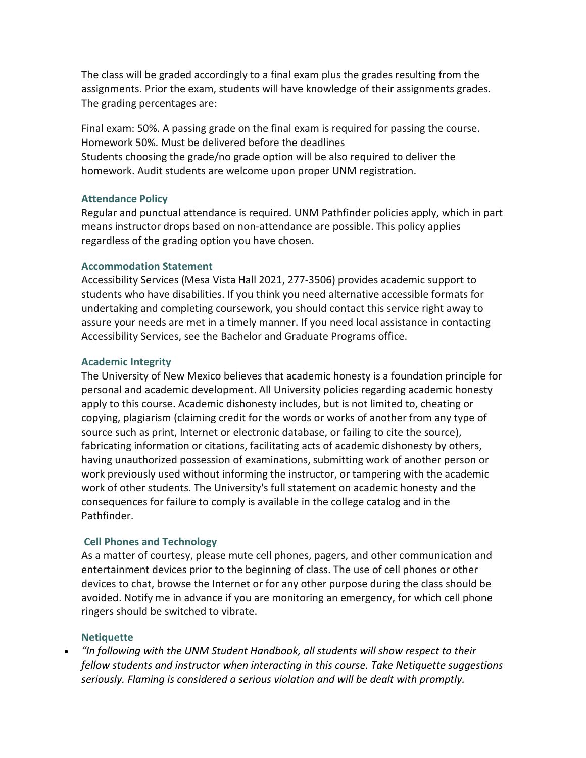The class will be graded accordingly to a final exam plus the grades resulting from the assignments. Prior the exam, students will have knowledge of their assignments grades. The grading percentages are:

Final exam: 50%. A passing grade on the final exam is required for passing the course.
Homework 50%. Must be delivered before the deadlines
Students choosing the grade/no grade option will be also required to deliver the homework. Audit students are welcome upon proper UNM registration.

### Attendance Policy

Regular and punctual attendance is required. UNM Pathfinder policies apply, which in part means instructor drops based on non-attendance are possible. This policy applies regardless of the grading option you have chosen.

### Accommodation Statement

Accessibility Services (Mesa Vista Hall 2021, 277-3506) provides academic support to students who have disabilities. If you think you need alternative accessible formats for undertaking and completing coursework, you should contact this service right away to assure your needs are met in a timely manner. If you need local assistance in contacting Accessibility Services, see the Bachelor and Graduate Programs office.

### Academic Integrity

The University of New Mexico believes that academic honesty is a foundation principle for personal and academic development. All University policies regarding academic honesty apply to this course. Academic dishonesty includes, but is not limited to, cheating or copying, plagiarism (claiming credit for the words or works of another from any type of source such as print, Internet or electronic database, or failing to cite the source), fabricating information or citations, facilitating acts of academic dishonesty by others, having unauthorized possession of examinations, submitting work of another person or work previously used without informing the instructor, or tampering with the academic work of other students. The University's full statement on academic honesty and the consequences for failure to comply is available in the college catalog and in the Pathfinder.

### Cell Phones and Technology

As a matter of courtesy, please mute cell phones, pagers, and other communication and entertainment devices prior to the beginning of class. The use of cell phones or other devices to chat, browse the Internet or for any other purpose during the class should be avoided. Notify me in advance if you are monitoring an emergency, for which cell phone ringers should be switched to vibrate.

### Netiquette

- *"In following with the UNM Student Handbook, all students will show respect to their fellow students and instructor when interacting in this course. Take Netiquette suggestions seriously. Flaming is considered a serious violation and will be dealt with promptly.*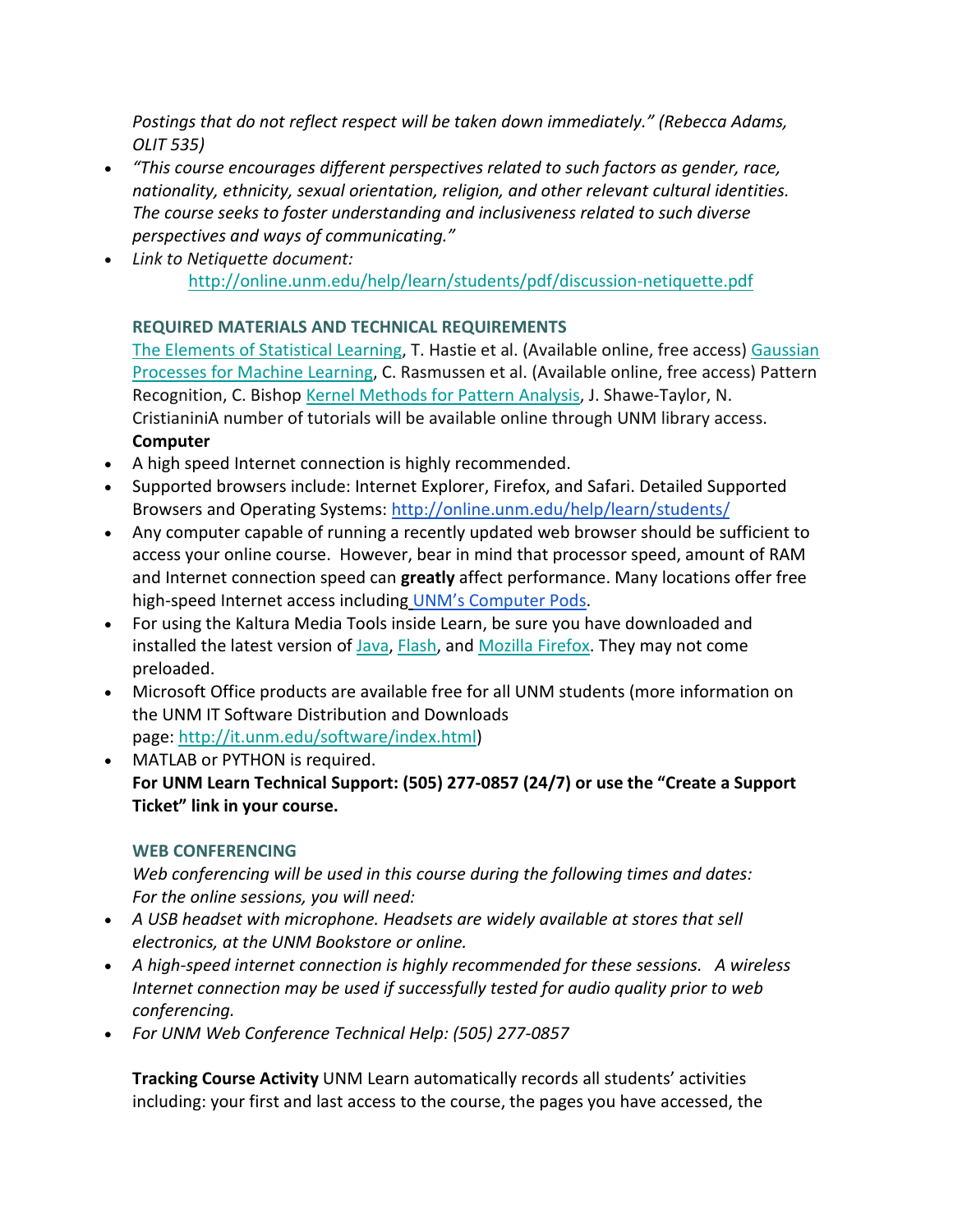*Postings that do not reflect respect will be taken down immediately." (Rebecca Adams, OLIT 535)*

- *"This course encourages different perspectives related to such factors as gender, race, nationality, ethnicity, sexual orientation, religion, and other relevant cultural identities. The course seeks to foster understanding and inclusiveness related to such diverse perspectives and ways of communicating."*
- *Link to Netiquette document:*
  http://online.unm.edu/help/learn/students/pdf/discussion-netiquette.pdf

### REQUIRED MATERIALS AND TECHNICAL REQUIREMENTS

The Elements of Statistical Learning, T. Hastie et al. (Available online, free access) Gaussian Processes for Machine Learning, C. Rasmussen et al. (Available online, free access) Pattern Recognition, C. Bishop Kernel Methods for Pattern Analysis, J. Shawe-Taylor, N. CristianiniA number of tutorials will be available online through UNM library access.

**Computer**

- A high speed Internet connection is highly recommended.
- Supported browsers include: Internet Explorer, Firefox, and Safari. Detailed Supported Browsers and Operating Systems: http://online.unm.edu/help/learn/students/
- Any computer capable of running a recently updated web browser should be sufficient to access your online course. However, bear in mind that processor speed, amount of RAM and Internet connection speed can **greatly** affect performance. Many locations offer free high-speed Internet access including UNM's Computer Pods.
- For using the Kaltura Media Tools inside Learn, be sure you have downloaded and installed the latest version of Java, Flash, and Mozilla Firefox. They may not come preloaded.
- Microsoft Office products are available free for all UNM students (more information on the UNM IT Software Distribution and Downloads page: http://it.unm.edu/software/index.html)
- MATLAB or PYTHON is required.

**For UNM Learn Technical Support: (505) 277-0857 (24/7) or use the "Create a Support Ticket" link in your course.**

### WEB CONFERENCING

*Web conferencing will be used in this course during the following times and dates:*
*For the online sessions, you will need:*

- *A USB headset with microphone. Headsets are widely available at stores that sell electronics, at the UNM Bookstore or online.*
- *A high-speed internet connection is highly recommended for these sessions. A wireless Internet connection may be used if successfully tested for audio quality prior to web conferencing.*
- *For UNM Web Conference Technical Help: (505) 277-0857*

**Tracking Course Activity** UNM Learn automatically records all students' activities including: your first and last access to the course, the pages you have accessed, the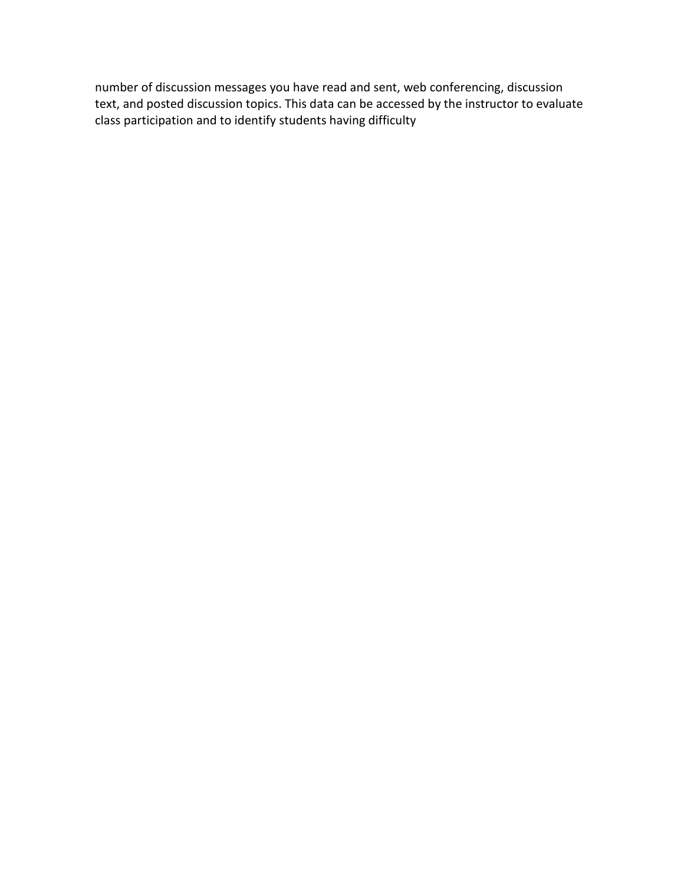number of discussion messages you have read and sent, web conferencing, discussion text, and posted discussion topics. This data can be accessed by the instructor to evaluate class participation and to identify students having difficulty